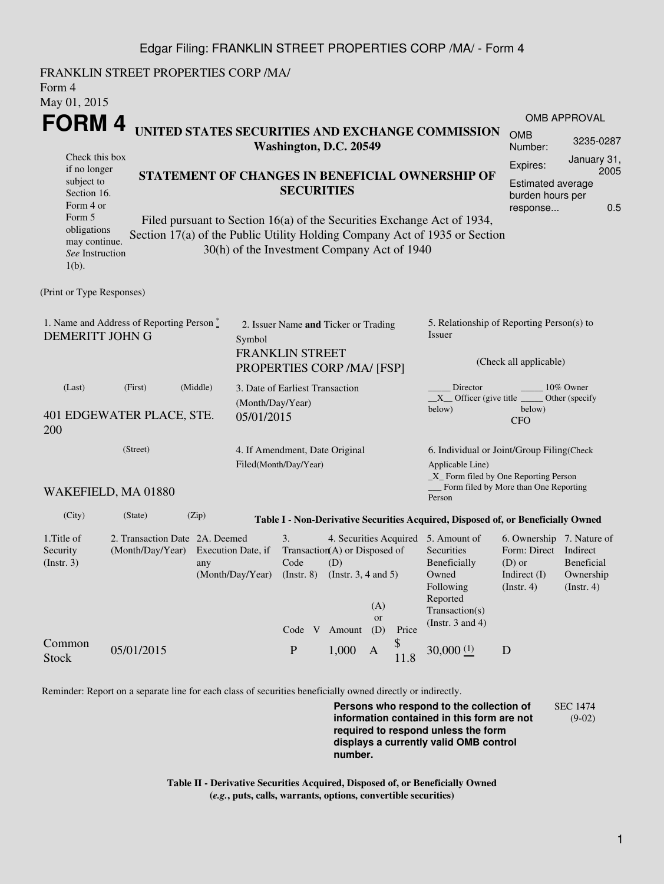FRANKLIN STREET PROPERTIES CORP /MA/
Form 4
May 01, 2015

# FORM 4

**UNITED STATES SECURITIES AND EXCHANGE COMMISSION**
**Washington, D.C. 20549**

| OMB APPROVAL | |
|---|---|
| OMB Number: | 3235-0287 |
| Expires: | January 31, 2005 |
| Estimated average burden hours per response... | 0.5 |

Check this box if no longer subject to Section 16. Form 4 or Form 5 obligations may continue. *See* Instruction 1(b).

**STATEMENT OF CHANGES IN BENEFICIAL OWNERSHIP OF SECURITIES**

Filed pursuant to Section 16(a) of the Securities Exchange Act of 1934, Section 17(a) of the Public Utility Holding Company Act of 1935 or Section 30(h) of the Investment Company Act of 1940

(Print or Type Responses)

1. Name and Address of Reporting Person *
DEMERITT JOHN G
(Last) (First) (Middle)
401 EDGEWATER PLACE, STE. 200
(Street)
WAKEFIELD, MA 01880
(City) (State) (Zip)

2. Issuer Name **and** Ticker or Trading Symbol
FRANKLIN STREET PROPERTIES CORP /MA/ [FSP]

3. Date of Earliest Transaction (Month/Day/Year)
05/01/2015

4. If Amendment, Date Original Filed(Month/Day/Year)

5. Relationship of Reporting Person(s) to Issuer
(Check all applicable)
_____ Director _____ 10% Owner
__X__ Officer (give title below) _____ Other (specify below)
CFO

6. Individual or Joint/Group Filing(Check Applicable Line)
_X_ Form filed by One Reporting Person
___ Form filed by More than One Reporting Person

**Table I - Non-Derivative Securities Acquired, Disposed of, or Beneficially Owned**

| 1.Title of Security (Instr. 3) | 2. Transaction Date (Month/Day/Year) | 2A. Deemed Execution Date, if any (Month/Day/Year) | 3. Transaction Code (Instr. 8) | | 4. Securities Acquired (A) or Disposed of (D) (Instr. 3, 4 and 5) | | | 5. Amount of Securities Beneficially Owned Following Reported Transaction(s) (Instr. 3 and 4) | 6. Ownership Form: Direct (D) or Indirect (I) (Instr. 4) | 7. Nature of Indirect Beneficial Ownership (Instr. 4) |
|---|---|---|---|---|---|---|---|---|---|---|
| | | | Code | V | Amount | (A) or (D) | Price | | | |
| Common Stock | 05/01/2015 | | P | | 1,000 | A | $ 11.8 | 30,000 (1) | D | |

Reminder: Report on a separate line for each class of securities beneficially owned directly or indirectly.

**Persons who respond to the collection of information contained in this form are not required to respond unless the form displays a currently valid OMB control number.**

SEC 1474 (9-02)

**Table II - Derivative Securities Acquired, Disposed of, or Beneficially Owned**
**(*e.g.*, puts, calls, warrants, options, convertible securities)**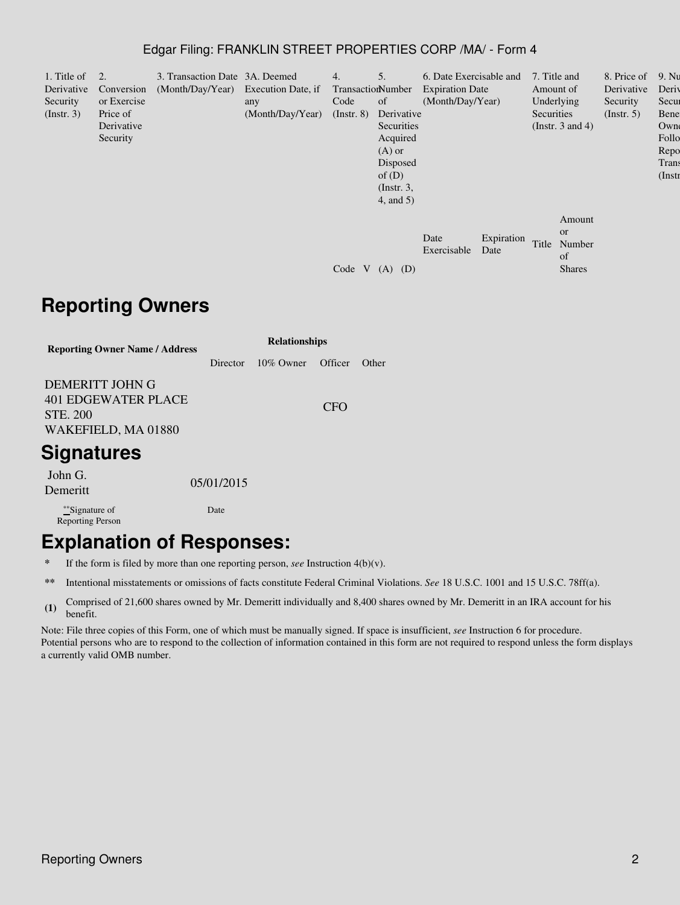| 1. Title of Derivative Security (Instr. 3) | 2. Conversion or Exercise Price of Derivative Security | 3. Transaction Date (Month/Day/Year) | 3A. Deemed Execution Date, if any (Month/Day/Year) | 4. Transaction Code (Instr. 8) | | 5. Number of Derivative Securities Acquired (A) or Disposed of (D) (Instr. 3, 4, and 5) | | 6. Date Exercisable and Expiration Date (Month/Day/Year) | | 7. Title and Amount of Underlying Securities (Instr. 3 and 4) | | 8. Price of Derivative Security (Instr. 5) | 9. Nu Deriv Secur Bene Owne Follo Repo Trans (Instr |
|---|---|---|---|---|---|---|---|---|---|---|---|---|---|
| | | | | | | | | Date Exercisable | Expiration Date | Title | Amount or Number of Shares | | |
| | | | | Code | V | (A) | (D) | | | | | | |

## Reporting Owners

| Reporting Owner Name / Address | Relationships | | | |
|---|---|---|---|---|
| | Director | 10% Owner | Officer | Other |
| DEMERITT JOHN G<br>401 EDGEWATER PLACE<br>STE. 200<br>WAKEFIELD, MA 01880 | | | CFO | |

## Signatures

| | |
|---|---|
| John G. Demeritt | 05/01/2015 |
| **Signature of Reporting Person | Date |

## Explanation of Responses:

* If the form is filed by more than one reporting person, *see* Instruction 4(b)(v).

** Intentional misstatements or omissions of facts constitute Federal Criminal Violations. *See* 18 U.S.C. 1001 and 15 U.S.C. 78ff(a).

(1) Comprised of 21,600 shares owned by Mr. Demeritt individually and 8,400 shares owned by Mr. Demeritt in an IRA account for his benefit.

Note: File three copies of this Form, one of which must be manually signed. If space is insufficient, *see* Instruction 6 for procedure.
Potential persons who are to respond to the collection of information contained in this form are not required to respond unless the form displays a currently valid OMB number.